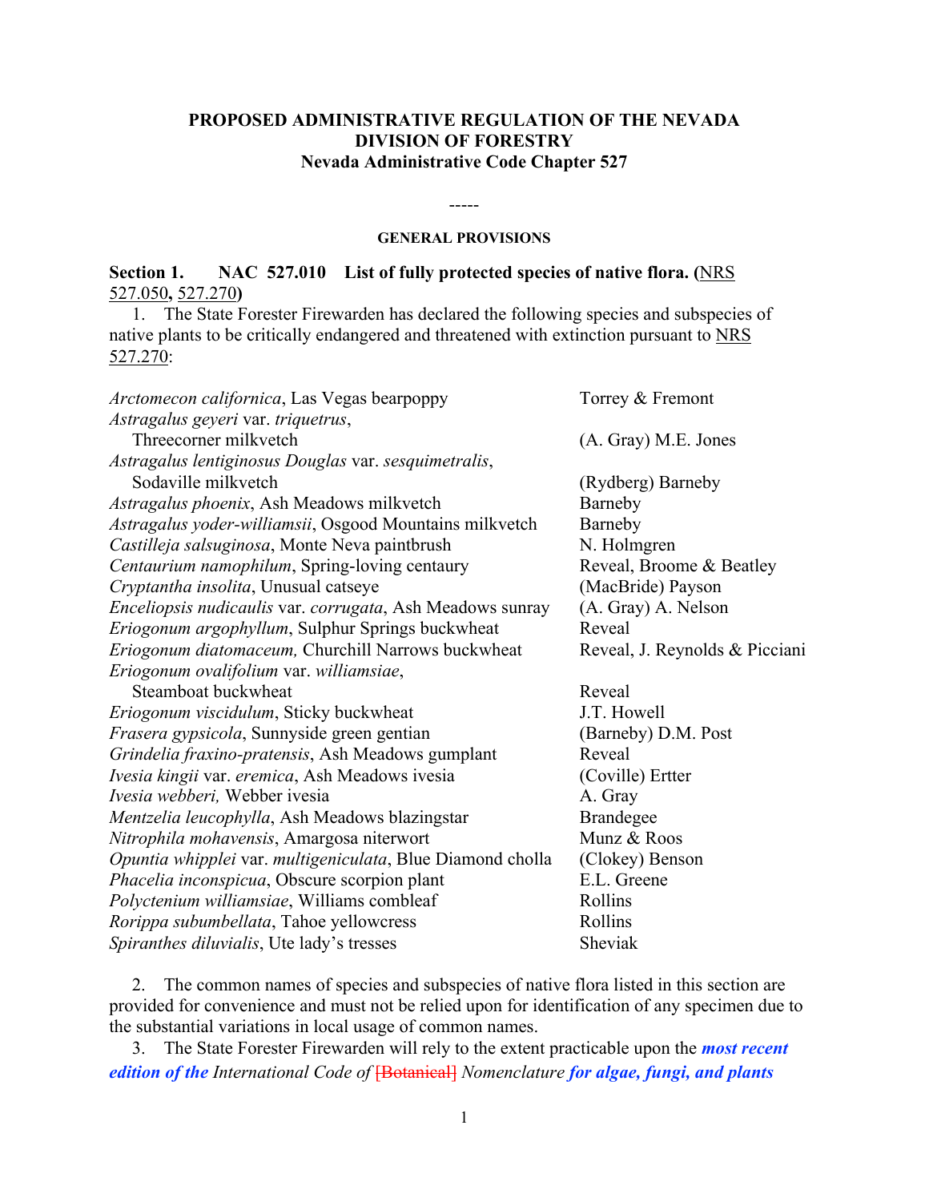**PROPOSED ADMINISTRATIVE REGULATION OF THE NEVADA DIVISION OF FORESTRY**
**Nevada Administrative Code Chapter 527**

-----

**GENERAL PROVISIONS**

**Section 1. NAC 527.010 List of fully protected species of native flora. (**NRS 527.050**,** NRS 527.270**)**

1. The State Forester Firewarden has declared the following species and subspecies of native plants to be critically endangered and threatened with extinction pursuant to NRS 527.270:

| | |
|---|---|
| *Arctomecon californica*, Las Vegas bearpoppy | Torrey & Fremont |
| *Astragalus geyeri* var. *triquetrus*, Threecorner milkvetch | (A. Gray) M.E. Jones |
| *Astragalus lentiginosus Douglas* var. *sesquimetralis*, Sodaville milkvetch | (Rydberg) Barneby |
| *Astragalus phoenix*, Ash Meadows milkvetch | Barneby |
| *Astragalus yoder-williamsii*, Osgood Mountains milkvetch | Barneby |
| *Castilleja salsuginosa*, Monte Neva paintbrush | N. Holmgren |
| *Centaurium namophilum*, Spring-loving centaury | Reveal, Broome & Beatley |
| *Cryptantha insolita*, Unusual catseye | (MacBride) Payson |
| *Enceliopsis nudicaulis* var. *corrugata*, Ash Meadows sunray | (A. Gray) A. Nelson |
| *Eriogonum argophyllum*, Sulphur Springs buckwheat | Reveal |
| *Eriogonum diatomaceum,* Churchill Narrows buckwheat | Reveal, J. Reynolds & Picciani |
| *Eriogonum ovalifolium* var. *williamsiae*, Steamboat buckwheat | Reveal |
| *Eriogonum viscidulum*, Sticky buckwheat | J.T. Howell |
| *Frasera gypsicola*, Sunnyside green gentian | (Barneby) D.M. Post |
| *Grindelia fraxino-pratensis*, Ash Meadows gumplant | Reveal |
| *Ivesia kingii* var. *eremica*, Ash Meadows ivesia | (Coville) Ertter |
| *Ivesia webberi,* Webber ivesia | A. Gray |
| *Mentzelia leucophylla*, Ash Meadows blazingstar | Brandegee |
| *Nitrophila mohavensis*, Amargosa niterwort | Munz & Roos |
| *Opuntia whipplei* var. *multigeniculata*, Blue Diamond cholla | (Clokey) Benson |
| *Phacelia inconspicua*, Obscure scorpion plant | E.L. Greene |
| *Polyctenium williamsiae*, Williams combleaf | Rollins |
| *Rorippa subumbellata*, Tahoe yellowcress | Rollins |
| *Spiranthes diluvialis*, Ute lady's tresses | Sheviak |

2. The common names of species and subspecies of native flora listed in this section are provided for convenience and must not be relied upon for identification of any specimen due to the substantial variations in local usage of common names.

3. The State Forester Firewarden will rely to the extent practicable upon the ***most recent edition of the*** *International Code of* ~~[Botanical]~~ *Nomenclature* ***for algae, fungi, and plants***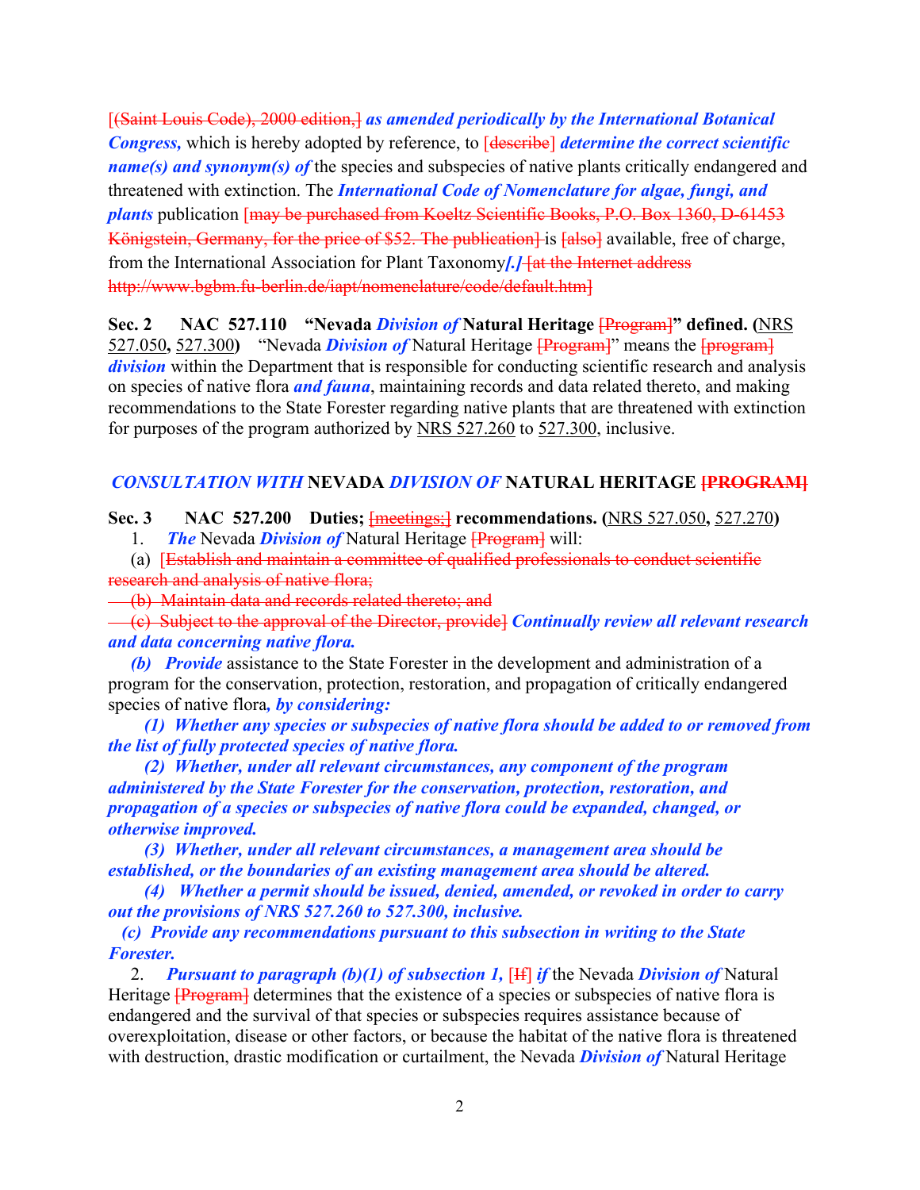[(Saint Louis Code), 2000 edition,] ***as amended periodically by the International Botanical Congress,*** which is hereby adopted by reference, to [describe] ***determine the correct scientific name(s) and synonym(s) of*** the species and subspecies of native plants critically endangered and threatened with extinction. The ***International Code of Nomenclature for algae, fungi, and plants*** publication [may be purchased from Koeltz Scientific Books, P.O. Box 1360, D-61453 Königstein, Germany, for the price of $52. The publication] is [also] available, free of charge, from the International Association for Plant Taxonomy***[.]*** [at the Internet address http://www.bgbm.fu-berlin.de/iapt/nomenclature/code/default.htm]

**Sec. 2 NAC 527.110 "Nevada *Division of* Natural Heritage [Program]" defined. (**NRS 527.050**,** 527.300**)** "Nevada ***Division of*** Natural Heritage [Program]" means the [program] ***division*** within the Department that is responsible for conducting scientific research and analysis on species of native flora ***and fauna***, maintaining records and data related thereto, and making recommendations to the State Forester regarding native plants that are threatened with extinction for purposes of the program authorized by NRS 527.260 to 527.300, inclusive.

### ***CONSULTATION WITH*** NEVADA ***DIVISION OF*** NATURAL HERITAGE [PROGRAM]

**Sec. 3 NAC 527.200 Duties; [meetings;] recommendations. (**NRS 527.050**,** 527.270**)**

1. ***The*** Nevada ***Division of*** Natural Heritage [Program] will:

(a) [Establish and maintain a committee of qualified professionals to conduct scientific research and analysis of native flora;

(b) Maintain data and records related thereto; and

(c) Subject to the approval of the Director, provide] ***Continually review all relevant research and data concerning native flora.***

***(b) Provide*** assistance to the State Forester in the development and administration of a program for the conservation, protection, restoration, and propagation of critically endangered species of native flora***, by considering:***

***(1) Whether any species or subspecies of native flora should be added to or removed from the list of fully protected species of native flora.***

***(2) Whether, under all relevant circumstances, any component of the program administered by the State Forester for the conservation, protection, restoration, and propagation of a species or subspecies of native flora could be expanded, changed, or otherwise improved.***

***(3) Whether, under all relevant circumstances, a management area should be established, or the boundaries of an existing management area should be altered.***

***(4) Whether a permit should be issued, denied, amended, or revoked in order to carry out the provisions of NRS 527.260 to 527.300, inclusive.***

***(c) Provide any recommendations pursuant to this subsection in writing to the State Forester.***

2. ***Pursuant to paragraph (b)(1) of subsection 1,*** [If] ***if*** the Nevada ***Division of*** Natural Heritage [Program] determines that the existence of a species or subspecies of native flora is endangered and the survival of that species or subspecies requires assistance because of overexploitation, disease or other factors, or because the habitat of the native flora is threatened with destruction, drastic modification or curtailment, the Nevada ***Division of*** Natural Heritage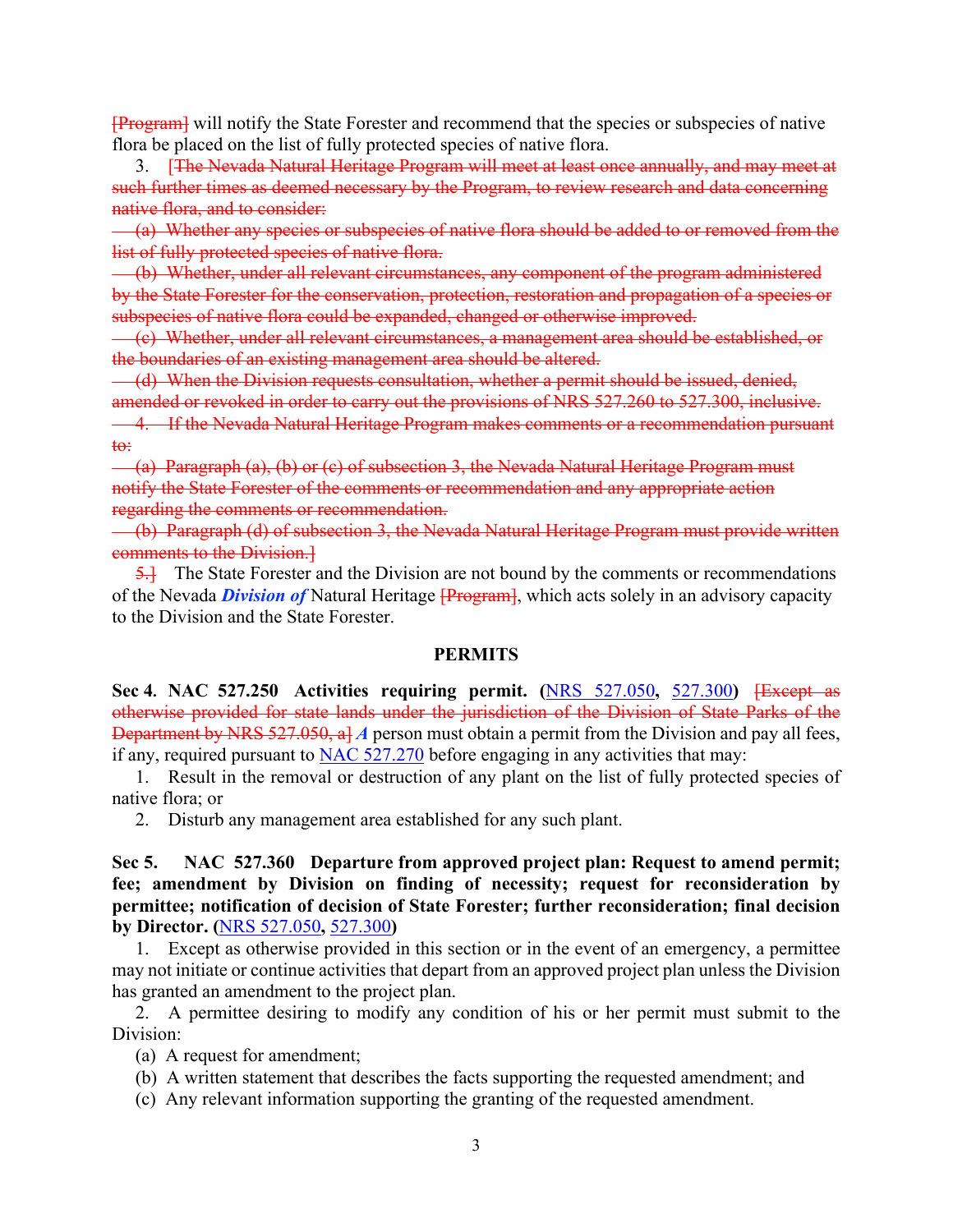~~[Program]~~ will notify the State Forester and recommend that the species or subspecies of native flora be placed on the list of fully protected species of native flora.

3. ~~[The Nevada Natural Heritage Program will meet at least once annually, and may meet at such further times as deemed necessary by the Program, to review research and data concerning native flora, and to consider:~~

~~(a) Whether any species or subspecies of native flora should be added to or removed from the list of fully protected species of native flora.~~

~~(b) Whether, under all relevant circumstances, any component of the program administered by the State Forester for the conservation, protection, restoration and propagation of a species or subspecies of native flora could be expanded, changed or otherwise improved.~~

~~(c) Whether, under all relevant circumstances, a management area should be established, or the boundaries of an existing management area should be altered.~~

~~(d) When the Division requests consultation, whether a permit should be issued, denied, amended or revoked in order to carry out the provisions of NRS 527.260 to 527.300, inclusive.~~

~~4. If the Nevada Natural Heritage Program makes comments or a recommendation pursuant to:~~

~~(a) Paragraph (a), (b) or (c) of subsection 3, the Nevada Natural Heritage Program must notify the State Forester of the comments or recommendation and any appropriate action regarding the comments or recommendation.~~

~~(b) Paragraph (d) of subsection 3, the Nevada Natural Heritage Program must provide written comments to the Division.]~~

~~5.]~~ The State Forester and the Division are not bound by the comments or recommendations of the Nevada ***Division of*** Natural Heritage ~~[Program]~~, which acts solely in an advisory capacity to the Division and the State Forester.

## PERMITS

**Sec 4. NAC 527.250 Activities requiring permit. (NRS 527.050, 527.300)** ~~[Except as otherwise provided for state lands under the jurisdiction of the Division of State Parks of the Department by NRS 527.050, a]~~ ***A*** person must obtain a permit from the Division and pay all fees, if any, required pursuant to NAC 527.270 before engaging in any activities that may:

1. Result in the removal or destruction of any plant on the list of fully protected species of native flora; or

2. Disturb any management area established for any such plant.

**Sec 5. NAC 527.360 Departure from approved project plan: Request to amend permit; fee; amendment by Division on finding of necessity; request for reconsideration by permittee; notification of decision of State Forester; further reconsideration; final decision by Director. (NRS 527.050, 527.300)**

1. Except as otherwise provided in this section or in the event of an emergency, a permittee may not initiate or continue activities that depart from an approved project plan unless the Division has granted an amendment to the project plan.

2. A permittee desiring to modify any condition of his or her permit must submit to the Division:

(a) A request for amendment;

(b) A written statement that describes the facts supporting the requested amendment; and

(c) Any relevant information supporting the granting of the requested amendment.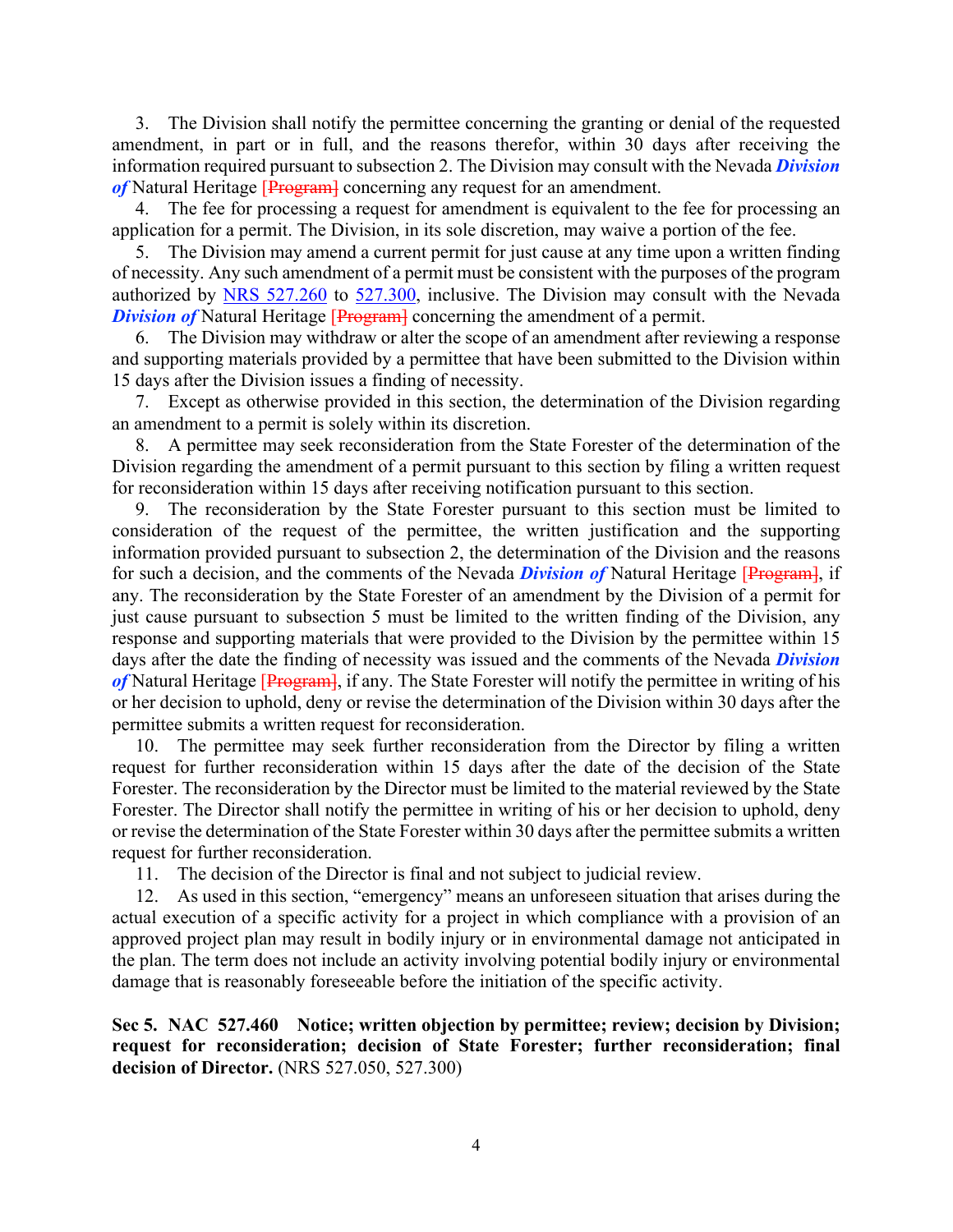3. The Division shall notify the permittee concerning the granting or denial of the requested amendment, in part or in full, and the reasons therefor, within 30 days after receiving the information required pursuant to subsection 2. The Division may consult with the Nevada ***Division of*** Natural Heritage [Program] concerning any request for an amendment.

4. The fee for processing a request for amendment is equivalent to the fee for processing an application for a permit. The Division, in its sole discretion, may waive a portion of the fee.

5. The Division may amend a current permit for just cause at any time upon a written finding of necessity. Any such amendment of a permit must be consistent with the purposes of the program authorized by NRS 527.260 to 527.300, inclusive. The Division may consult with the Nevada ***Division of*** Natural Heritage [Program] concerning the amendment of a permit.

6. The Division may withdraw or alter the scope of an amendment after reviewing a response and supporting materials provided by a permittee that have been submitted to the Division within 15 days after the Division issues a finding of necessity.

7. Except as otherwise provided in this section, the determination of the Division regarding an amendment to a permit is solely within its discretion.

8. A permittee may seek reconsideration from the State Forester of the determination of the Division regarding the amendment of a permit pursuant to this section by filing a written request for reconsideration within 15 days after receiving notification pursuant to this section.

9. The reconsideration by the State Forester pursuant to this section must be limited to consideration of the request of the permittee, the written justification and the supporting information provided pursuant to subsection 2, the determination of the Division and the reasons for such a decision, and the comments of the Nevada ***Division of*** Natural Heritage [Program], if any. The reconsideration by the State Forester of an amendment by the Division of a permit for just cause pursuant to subsection 5 must be limited to the written finding of the Division, any response and supporting materials that were provided to the Division by the permittee within 15 days after the date the finding of necessity was issued and the comments of the Nevada ***Division of*** Natural Heritage [Program], if any. The State Forester will notify the permittee in writing of his or her decision to uphold, deny or revise the determination of the Division within 30 days after the permittee submits a written request for reconsideration.

10. The permittee may seek further reconsideration from the Director by filing a written request for further reconsideration within 15 days after the date of the decision of the State Forester. The reconsideration by the Director must be limited to the material reviewed by the State Forester. The Director shall notify the permittee in writing of his or her decision to uphold, deny or revise the determination of the State Forester within 30 days after the permittee submits a written request for further reconsideration.

11. The decision of the Director is final and not subject to judicial review.

12. As used in this section, "emergency" means an unforeseen situation that arises during the actual execution of a specific activity for a project in which compliance with a provision of an approved project plan may result in bodily injury or in environmental damage not anticipated in the plan. The term does not include an activity involving potential bodily injury or environmental damage that is reasonably foreseeable before the initiation of the specific activity.

**Sec 5. NAC 527.460 Notice; written objection by permittee; review; decision by Division; request for reconsideration; decision of State Forester; further reconsideration; final decision of Director.** (NRS 527.050, 527.300)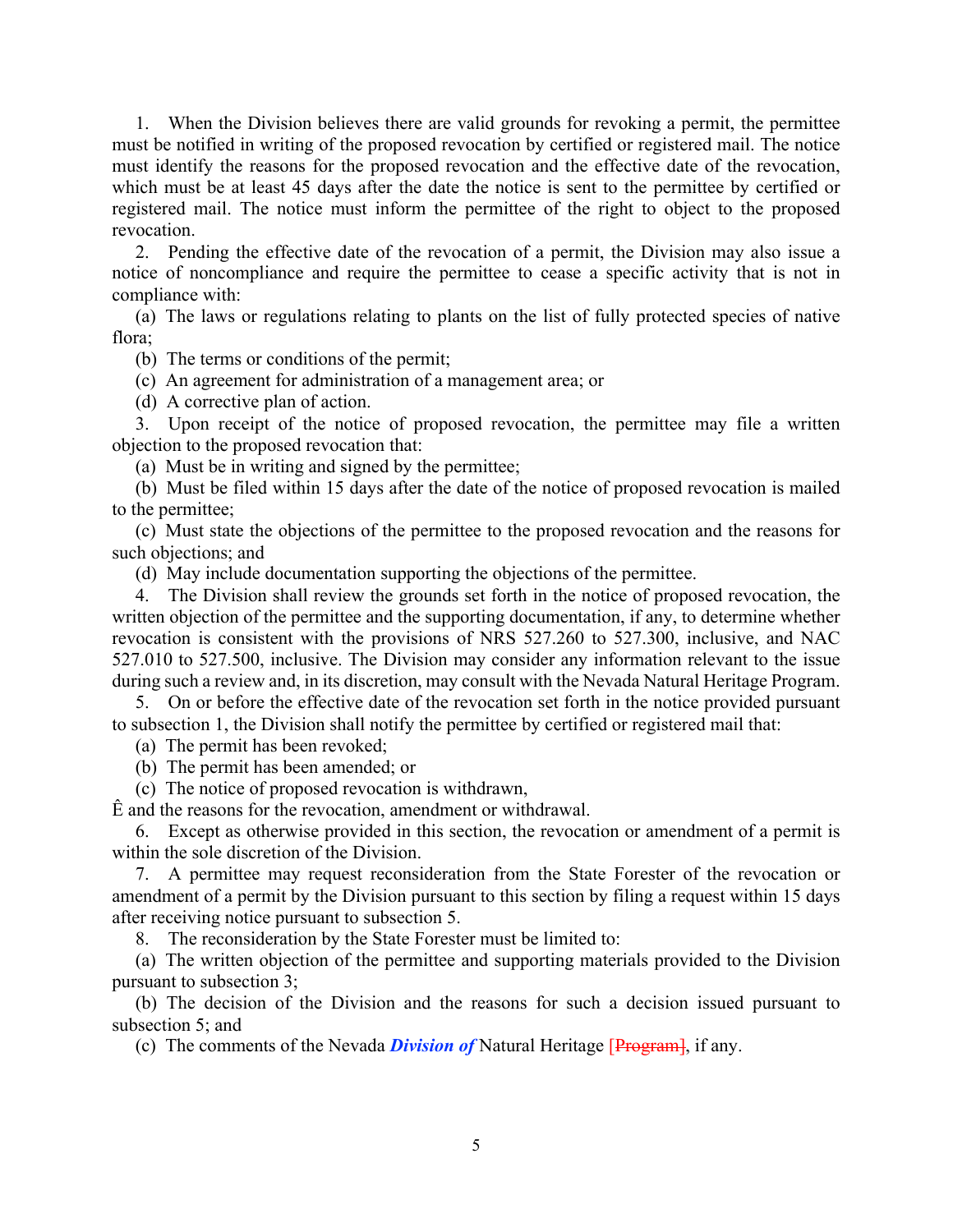1. When the Division believes there are valid grounds for revoking a permit, the permittee must be notified in writing of the proposed revocation by certified or registered mail. The notice must identify the reasons for the proposed revocation and the effective date of the revocation, which must be at least 45 days after the date the notice is sent to the permittee by certified or registered mail. The notice must inform the permittee of the right to object to the proposed revocation.

2. Pending the effective date of the revocation of a permit, the Division may also issue a notice of noncompliance and require the permittee to cease a specific activity that is not in compliance with:

(a) The laws or regulations relating to plants on the list of fully protected species of native flora;

(b) The terms or conditions of the permit;

(c) An agreement for administration of a management area; or

(d) A corrective plan of action.

3. Upon receipt of the notice of proposed revocation, the permittee may file a written objection to the proposed revocation that:

(a) Must be in writing and signed by the permittee;

(b) Must be filed within 15 days after the date of the notice of proposed revocation is mailed to the permittee;

(c) Must state the objections of the permittee to the proposed revocation and the reasons for such objections; and

(d) May include documentation supporting the objections of the permittee.

4. The Division shall review the grounds set forth in the notice of proposed revocation, the written objection of the permittee and the supporting documentation, if any, to determine whether revocation is consistent with the provisions of NRS 527.260 to 527.300, inclusive, and NAC 527.010 to 527.500, inclusive. The Division may consider any information relevant to the issue during such a review and, in its discretion, may consult with the Nevada Natural Heritage Program.

5. On or before the effective date of the revocation set forth in the notice provided pursuant to subsection 1, the Division shall notify the permittee by certified or registered mail that:

(a) The permit has been revoked;

(b) The permit has been amended; or

(c) The notice of proposed revocation is withdrawn,

Ê and the reasons for the revocation, amendment or withdrawal.

6. Except as otherwise provided in this section, the revocation or amendment of a permit is within the sole discretion of the Division.

7. A permittee may request reconsideration from the State Forester of the revocation or amendment of a permit by the Division pursuant to this section by filing a request within 15 days after receiving notice pursuant to subsection 5.

8. The reconsideration by the State Forester must be limited to:

(a) The written objection of the permittee and supporting materials provided to the Division pursuant to subsection 3;

(b) The decision of the Division and the reasons for such a decision issued pursuant to subsection 5; and

(c) The comments of the Nevada ***Division of*** Natural Heritage ~~[Program]~~, if any.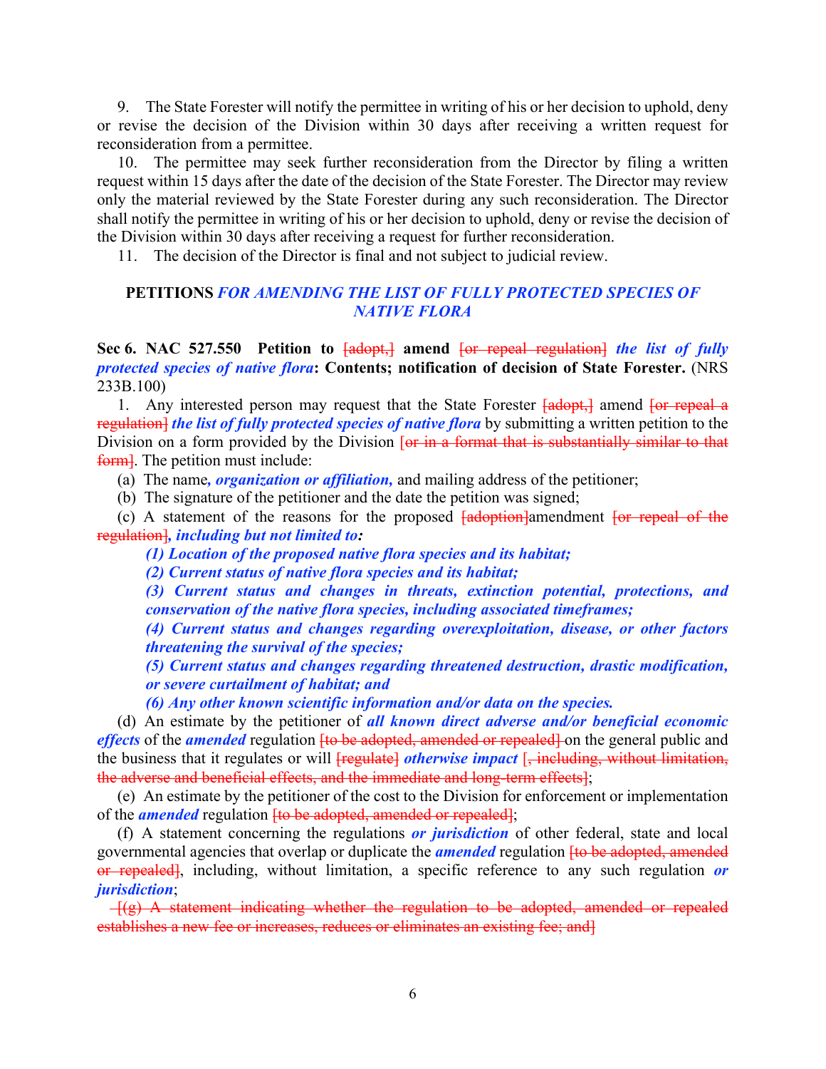9. The State Forester will notify the permittee in writing of his or her decision to uphold, deny or revise the decision of the Division within 30 days after receiving a written request for reconsideration from a permittee.

10. The permittee may seek further reconsideration from the Director by filing a written request within 15 days after the date of the decision of the State Forester. The Director may review only the material reviewed by the State Forester during any such reconsideration. The Director shall notify the permittee in writing of his or her decision to uphold, deny or revise the decision of the Division within 30 days after receiving a request for further reconsideration.

11. The decision of the Director is final and not subject to judicial review.

**PETITIONS** ***FOR AMENDING THE LIST OF FULLY PROTECTED SPECIES OF NATIVE FLORA***

**Sec 6. NAC 527.550 Petition to** ~~[adopt,]~~ **amend** ~~[or repeal regulation]~~ ***the list of fully protected species of native flora*****: Contents; notification of decision of State Forester.** (NRS 233B.100)

1. Any interested person may request that the State Forester ~~[adopt,]~~ amend ~~[or repeal a regulation]~~ ***the list of fully protected species of native flora*** by submitting a written petition to the Division on a form provided by the Division ~~[or in a format that is substantially similar to that form]~~. The petition must include:

(a) The name***, organization or affiliation,*** and mailing address of the petitioner;

(b) The signature of the petitioner and the date the petition was signed;

(c) A statement of the reasons for the proposed ~~[adoption]~~amendment ~~[or repeal of the regulation]~~***, including but not limited to:***

***(1) Location of the proposed native flora species and its habitat;***

***(2) Current status of native flora species and its habitat;***

***(3) Current status and changes in threats, extinction potential, protections, and conservation of the native flora species, including associated timeframes;***

***(4) Current status and changes regarding overexploitation, disease, or other factors threatening the survival of the species;***

***(5) Current status and changes regarding threatened destruction, drastic modification, or severe curtailment of habitat; and***

***(6) Any other known scientific information and/or data on the species.***

(d) An estimate by the petitioner of ***all known direct adverse and/or beneficial economic effects*** of the ***amended*** regulation ~~[to be adopted, amended or repealed]~~ on the general public and the business that it regulates or will ~~[regulate]~~ ***otherwise impact*** ~~[, including, without limitation, the adverse and beneficial effects, and the immediate and long-term effects]~~;

(e) An estimate by the petitioner of the cost to the Division for enforcement or implementation of the ***amended*** regulation ~~[to be adopted, amended or repealed]~~;

(f) A statement concerning the regulations ***or jurisdiction*** of other federal, state and local governmental agencies that overlap or duplicate the ***amended*** regulation ~~[to be adopted, amended or repealed]~~, including, without limitation, a specific reference to any such regulation ***or jurisdiction***;

~~[(g) A statement indicating whether the regulation to be adopted, amended or repealed establishes a new fee or increases, reduces or eliminates an existing fee; and]~~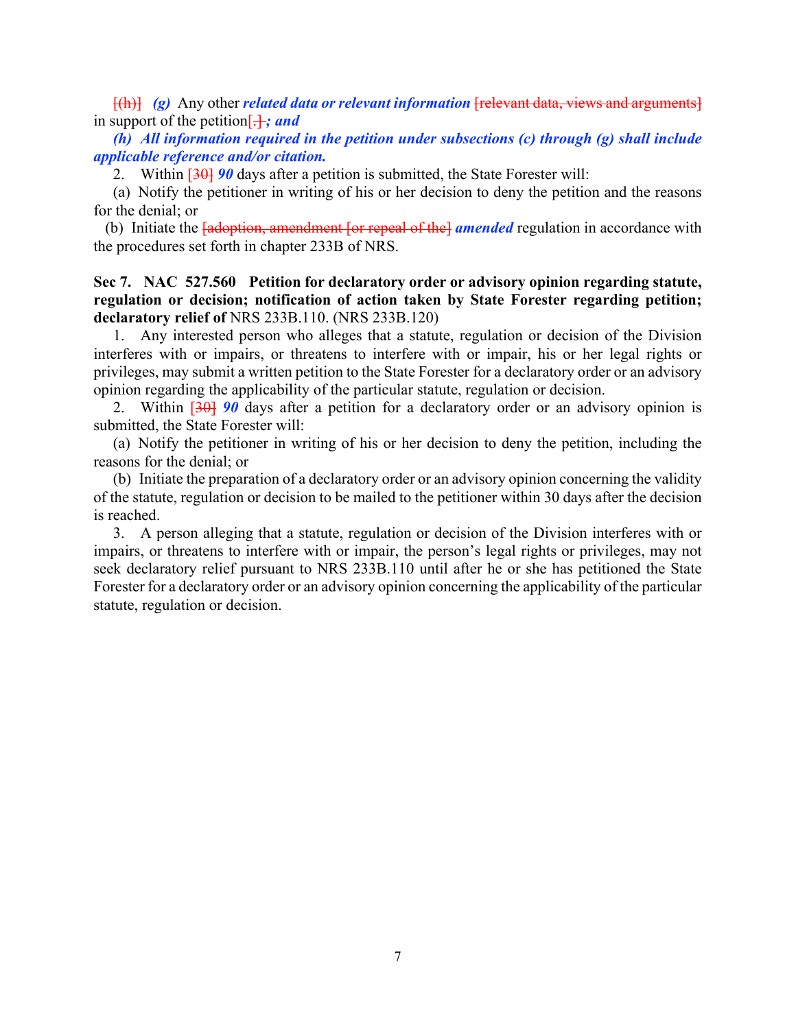[(h)] ***(g)*** Any other ***related data or relevant information*** [relevant data, views and arguments] in support of the petition[.] ***; and***

***(h) All information required in the petition under subsections (c) through (g) shall include applicable reference and/or citation.***

2. Within [30] ***90*** days after a petition is submitted, the State Forester will:

(a) Notify the petitioner in writing of his or her decision to deny the petition and the reasons for the denial; or

(b) Initiate the [adoption, amendment [or repeal of the] ***amended*** regulation in accordance with the procedures set forth in chapter 233B of NRS.

**Sec 7. NAC 527.560 Petition for declaratory order or advisory opinion regarding statute, regulation or decision; notification of action taken by State Forester regarding petition; declaratory relief of** NRS 233B.110. (NRS 233B.120)

1. Any interested person who alleges that a statute, regulation or decision of the Division interferes with or impairs, or threatens to interfere with or impair, his or her legal rights or privileges, may submit a written petition to the State Forester for a declaratory order or an advisory opinion regarding the applicability of the particular statute, regulation or decision.

2. Within [30] ***90*** days after a petition for a declaratory order or an advisory opinion is submitted, the State Forester will:

(a) Notify the petitioner in writing of his or her decision to deny the petition, including the reasons for the denial; or

(b) Initiate the preparation of a declaratory order or an advisory opinion concerning the validity of the statute, regulation or decision to be mailed to the petitioner within 30 days after the decision is reached.

3. A person alleging that a statute, regulation or decision of the Division interferes with or impairs, or threatens to interfere with or impair, the person's legal rights or privileges, may not seek declaratory relief pursuant to NRS 233B.110 until after he or she has petitioned the State Forester for a declaratory order or an advisory opinion concerning the applicability of the particular statute, regulation or decision.